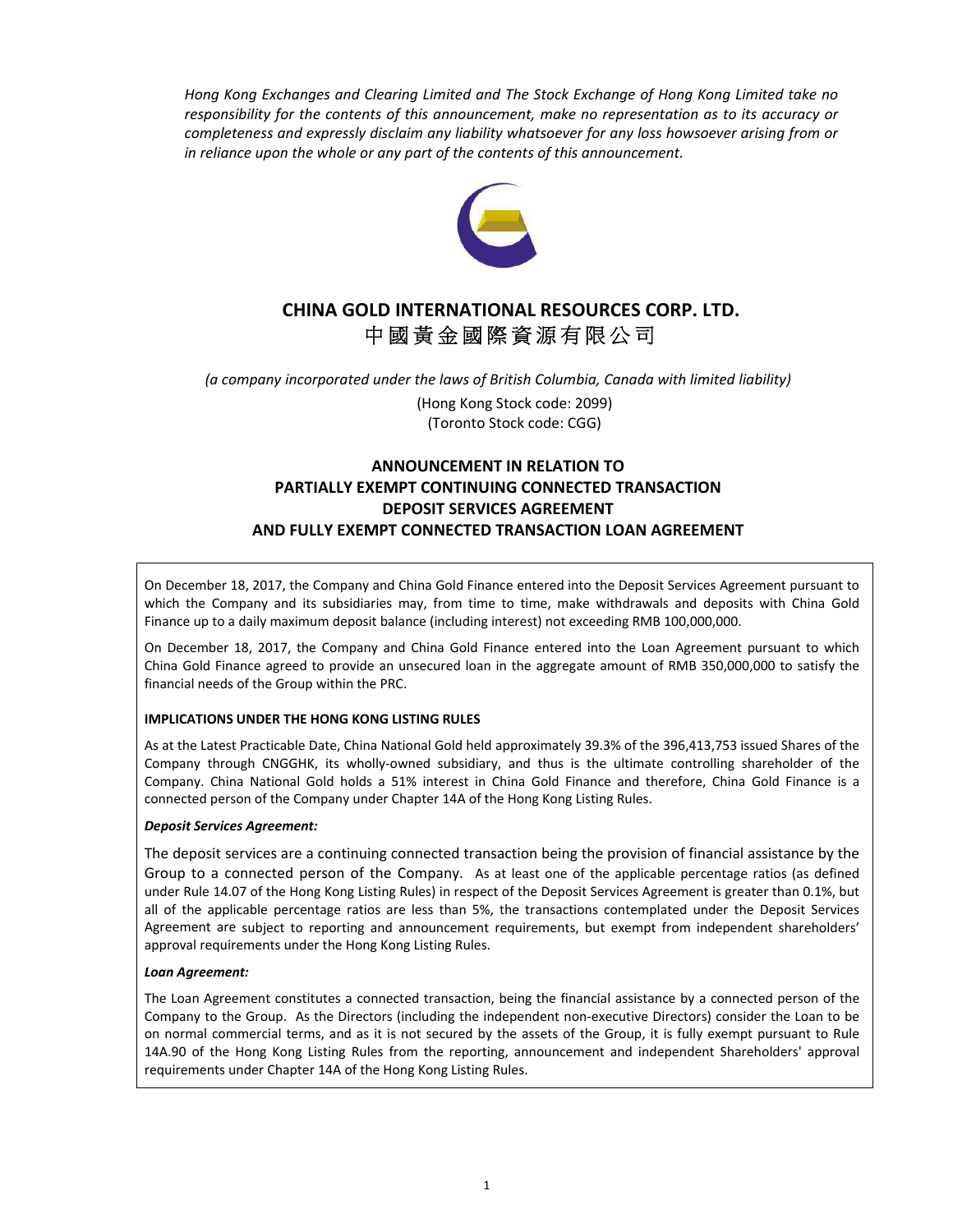*Hong Kong Exchanges and Clearing Limited and The Stock Exchange of Hong Kong Limited take no responsibility for the contents of this announcement, make no representation as to its accuracy or completeness and expressly disclaim any liability whatsoever for any loss howsoever arising from or in reliance upon the whole or any part of the contents of this announcement.*

# CHINA GOLD INTERNATIONAL RESOURCES CORP. LTD.
# 中國黃金國際資源有限公司

*(a company incorporated under the laws of British Columbia, Canada with limited liability)*

(Hong Kong Stock code: 2099)
(Toronto Stock code: CGG)

## ANNOUNCEMENT IN RELATION TO PARTIALLY EXEMPT CONTINUING CONNECTED TRANSACTION DEPOSIT SERVICES AGREEMENT AND FULLY EXEMPT CONNECTED TRANSACTION LOAN AGREEMENT

On December 18, 2017, the Company and China Gold Finance entered into the Deposit Services Agreement pursuant to which the Company and its subsidiaries may, from time to time, make withdrawals and deposits with China Gold Finance up to a daily maximum deposit balance (including interest) not exceeding RMB 100,000,000.

On December 18, 2017, the Company and China Gold Finance entered into the Loan Agreement pursuant to which China Gold Finance agreed to provide an unsecured loan in the aggregate amount of RMB 350,000,000 to satisfy the financial needs of the Group within the PRC.

**IMPLICATIONS UNDER THE HONG KONG LISTING RULES**

As at the Latest Practicable Date, China National Gold held approximately 39.3% of the 396,413,753 issued Shares of the Company through CNGGHK, its wholly-owned subsidiary, and thus is the ultimate controlling shareholder of the Company. China National Gold holds a 51% interest in China Gold Finance and therefore, China Gold Finance is a connected person of the Company under Chapter 14A of the Hong Kong Listing Rules.

***Deposit Services Agreement:***

The deposit services are a continuing connected transaction being the provision of financial assistance by the Group to a connected person of the Company. As at least one of the applicable percentage ratios (as defined under Rule 14.07 of the Hong Kong Listing Rules) in respect of the Deposit Services Agreement is greater than 0.1%, but all of the applicable percentage ratios are less than 5%, the transactions contemplated under the Deposit Services Agreement are subject to reporting and announcement requirements, but exempt from independent shareholders' approval requirements under the Hong Kong Listing Rules.

***Loan Agreement:***

The Loan Agreement constitutes a connected transaction, being the financial assistance by a connected person of the Company to the Group. As the Directors (including the independent non-executive Directors) consider the Loan to be on normal commercial terms, and as it is not secured by the assets of the Group, it is fully exempt pursuant to Rule 14A.90 of the Hong Kong Listing Rules from the reporting, announcement and independent Shareholders' approval requirements under Chapter 14A of the Hong Kong Listing Rules.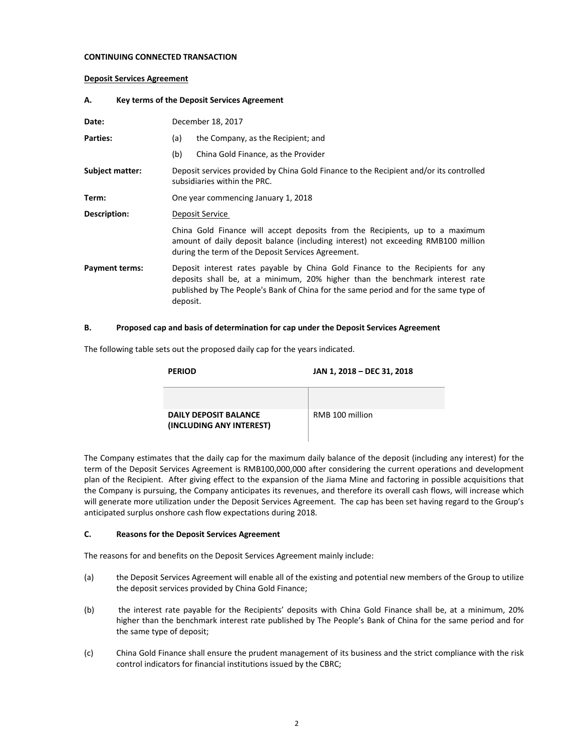**CONTINUING CONNECTED TRANSACTION**

**Deposit Services Agreement**

**A. Key terms of the Deposit Services Agreement**

**Date:** December 18, 2017

**Parties:**

(a) the Company, as the Recipient; and

(b) China Gold Finance, as the Provider

**Subject matter:** Deposit services provided by China Gold Finance to the Recipient and/or its controlled subsidiaries within the PRC.

**Term:** One year commencing January 1, 2018

**Description:** Deposit Service

China Gold Finance will accept deposits from the Recipients, up to a maximum amount of daily deposit balance (including interest) not exceeding RMB100 million during the term of the Deposit Services Agreement.

**Payment terms:** Deposit interest rates payable by China Gold Finance to the Recipients for any deposits shall be, at a minimum, 20% higher than the benchmark interest rate published by The People's Bank of China for the same period and for the same type of deposit.

**B. Proposed cap and basis of determination for cap under the Deposit Services Agreement**

The following table sets out the proposed daily cap for the years indicated.

| PERIOD | JAN 1, 2018 – DEC 31, 2018 |
|---|---|
| DAILY DEPOSIT BALANCE (INCLUDING ANY INTEREST) | RMB 100 million |

The Company estimates that the daily cap for the maximum daily balance of the deposit (including any interest) for the term of the Deposit Services Agreement is RMB100,000,000 after considering the current operations and development plan of the Recipient. After giving effect to the expansion of the Jiama Mine and factoring in possible acquisitions that the Company is pursuing, the Company anticipates its revenues, and therefore its overall cash flows, will increase which will generate more utilization under the Deposit Services Agreement. The cap has been set having regard to the Group's anticipated surplus onshore cash flow expectations during 2018.

**C. Reasons for the Deposit Services Agreement**

The reasons for and benefits on the Deposit Services Agreement mainly include:

(a) the Deposit Services Agreement will enable all of the existing and potential new members of the Group to utilize the deposit services provided by China Gold Finance;

(b) the interest rate payable for the Recipients' deposits with China Gold Finance shall be, at a minimum, 20% higher than the benchmark interest rate published by The People's Bank of China for the same period and for the same type of deposit;

(c) China Gold Finance shall ensure the prudent management of its business and the strict compliance with the risk control indicators for financial institutions issued by the CBRC;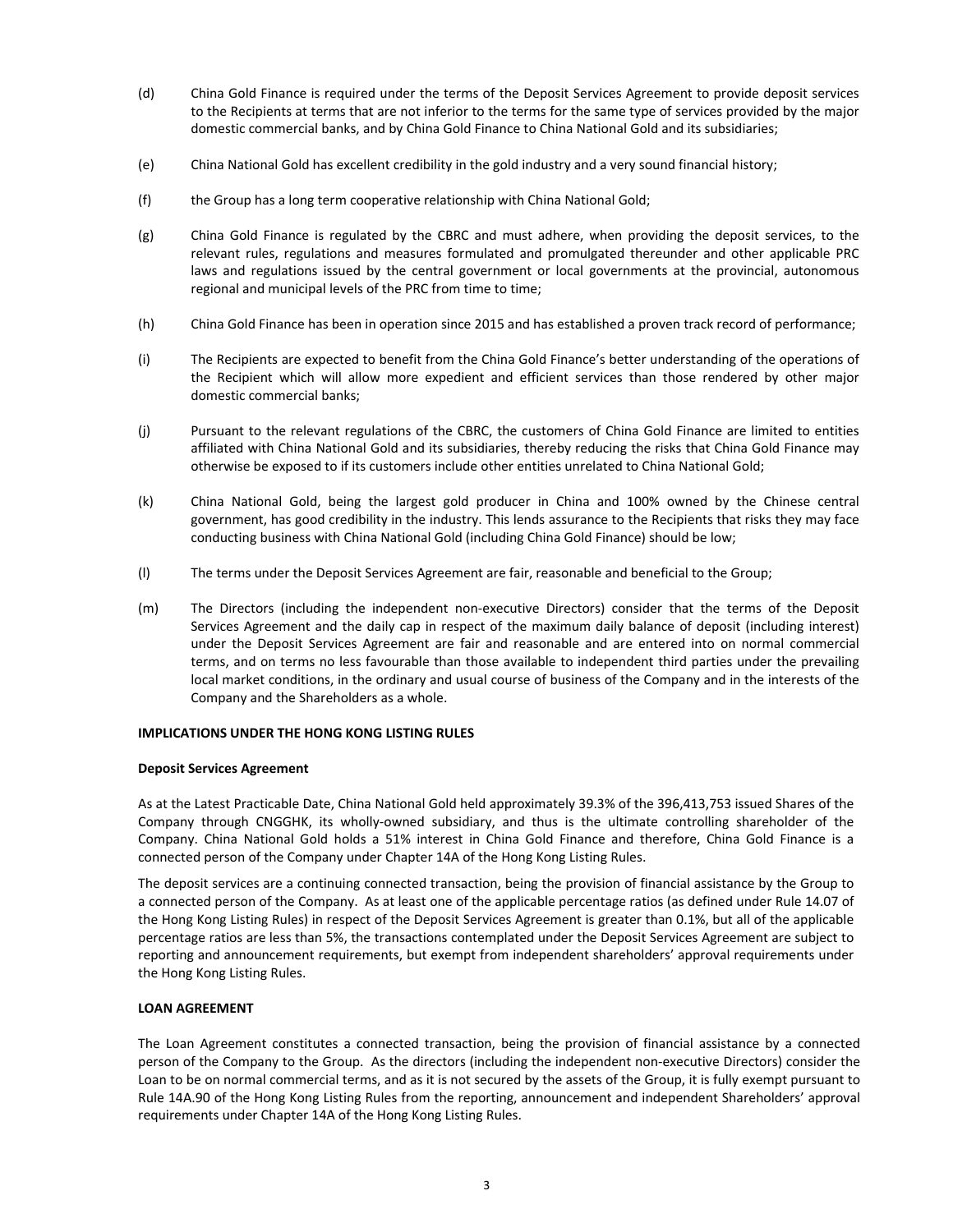(d) China Gold Finance is required under the terms of the Deposit Services Agreement to provide deposit services to the Recipients at terms that are not inferior to the terms for the same type of services provided by the major domestic commercial banks, and by China Gold Finance to China National Gold and its subsidiaries;

(e) China National Gold has excellent credibility in the gold industry and a very sound financial history;

(f) the Group has a long term cooperative relationship with China National Gold;

(g) China Gold Finance is regulated by the CBRC and must adhere, when providing the deposit services, to the relevant rules, regulations and measures formulated and promulgated thereunder and other applicable PRC laws and regulations issued by the central government or local governments at the provincial, autonomous regional and municipal levels of the PRC from time to time;

(h) China Gold Finance has been in operation since 2015 and has established a proven track record of performance;

(i) The Recipients are expected to benefit from the China Gold Finance's better understanding of the operations of the Recipient which will allow more expedient and efficient services than those rendered by other major domestic commercial banks;

(j) Pursuant to the relevant regulations of the CBRC, the customers of China Gold Finance are limited to entities affiliated with China National Gold and its subsidiaries, thereby reducing the risks that China Gold Finance may otherwise be exposed to if its customers include other entities unrelated to China National Gold;

(k) China National Gold, being the largest gold producer in China and 100% owned by the Chinese central government, has good credibility in the industry. This lends assurance to the Recipients that risks they may face conducting business with China National Gold (including China Gold Finance) should be low;

(l) The terms under the Deposit Services Agreement are fair, reasonable and beneficial to the Group;

(m) The Directors (including the independent non-executive Directors) consider that the terms of the Deposit Services Agreement and the daily cap in respect of the maximum daily balance of deposit (including interest) under the Deposit Services Agreement are fair and reasonable and are entered into on normal commercial terms, and on terms no less favourable than those available to independent third parties under the prevailing local market conditions, in the ordinary and usual course of business of the Company and in the interests of the Company and the Shareholders as a whole.

**IMPLICATIONS UNDER THE HONG KONG LISTING RULES**

**Deposit Services Agreement**

As at the Latest Practicable Date, China National Gold held approximately 39.3% of the 396,413,753 issued Shares of the Company through CNGGHK, its wholly-owned subsidiary, and thus is the ultimate controlling shareholder of the Company. China National Gold holds a 51% interest in China Gold Finance and therefore, China Gold Finance is a connected person of the Company under Chapter 14A of the Hong Kong Listing Rules.

The deposit services are a continuing connected transaction, being the provision of financial assistance by the Group to a connected person of the Company. As at least one of the applicable percentage ratios (as defined under Rule 14.07 of the Hong Kong Listing Rules) in respect of the Deposit Services Agreement is greater than 0.1%, but all of the applicable percentage ratios are less than 5%, the transactions contemplated under the Deposit Services Agreement are subject to reporting and announcement requirements, but exempt from independent shareholders' approval requirements under the Hong Kong Listing Rules.

**LOAN AGREEMENT**

The Loan Agreement constitutes a connected transaction, being the provision of financial assistance by a connected person of the Company to the Group. As the directors (including the independent non-executive Directors) consider the Loan to be on normal commercial terms, and as it is not secured by the assets of the Group, it is fully exempt pursuant to Rule 14A.90 of the Hong Kong Listing Rules from the reporting, announcement and independent Shareholders' approval requirements under Chapter 14A of the Hong Kong Listing Rules.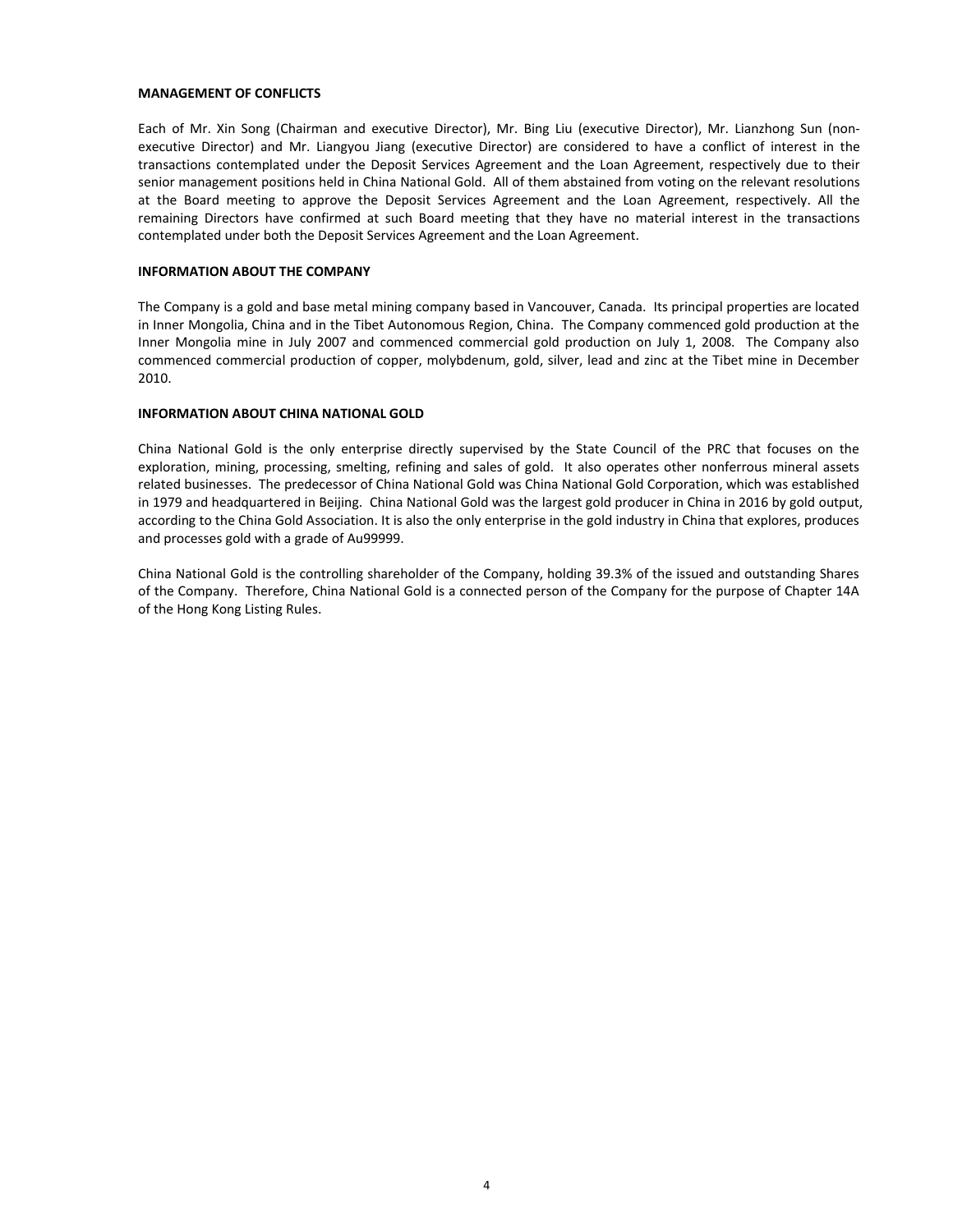**MANAGEMENT OF CONFLICTS**

Each of Mr. Xin Song (Chairman and executive Director), Mr. Bing Liu (executive Director), Mr. Lianzhong Sun (non-executive Director) and Mr. Liangyou Jiang (executive Director) are considered to have a conflict of interest in the transactions contemplated under the Deposit Services Agreement and the Loan Agreement, respectively due to their senior management positions held in China National Gold. All of them abstained from voting on the relevant resolutions at the Board meeting to approve the Deposit Services Agreement and the Loan Agreement, respectively. All the remaining Directors have confirmed at such Board meeting that they have no material interest in the transactions contemplated under both the Deposit Services Agreement and the Loan Agreement.

**INFORMATION ABOUT THE COMPANY**

The Company is a gold and base metal mining company based in Vancouver, Canada. Its principal properties are located in Inner Mongolia, China and in the Tibet Autonomous Region, China. The Company commenced gold production at the Inner Mongolia mine in July 2007 and commenced commercial gold production on July 1, 2008. The Company also commenced commercial production of copper, molybdenum, gold, silver, lead and zinc at the Tibet mine in December 2010.

**INFORMATION ABOUT CHINA NATIONAL GOLD**

China National Gold is the only enterprise directly supervised by the State Council of the PRC that focuses on the exploration, mining, processing, smelting, refining and sales of gold. It also operates other nonferrous mineral assets related businesses. The predecessor of China National Gold was China National Gold Corporation, which was established in 1979 and headquartered in Beijing. China National Gold was the largest gold producer in China in 2016 by gold output, according to the China Gold Association. It is also the only enterprise in the gold industry in China that explores, produces and processes gold with a grade of Au99999.

China National Gold is the controlling shareholder of the Company, holding 39.3% of the issued and outstanding Shares of the Company. Therefore, China National Gold is a connected person of the Company for the purpose of Chapter 14A of the Hong Kong Listing Rules.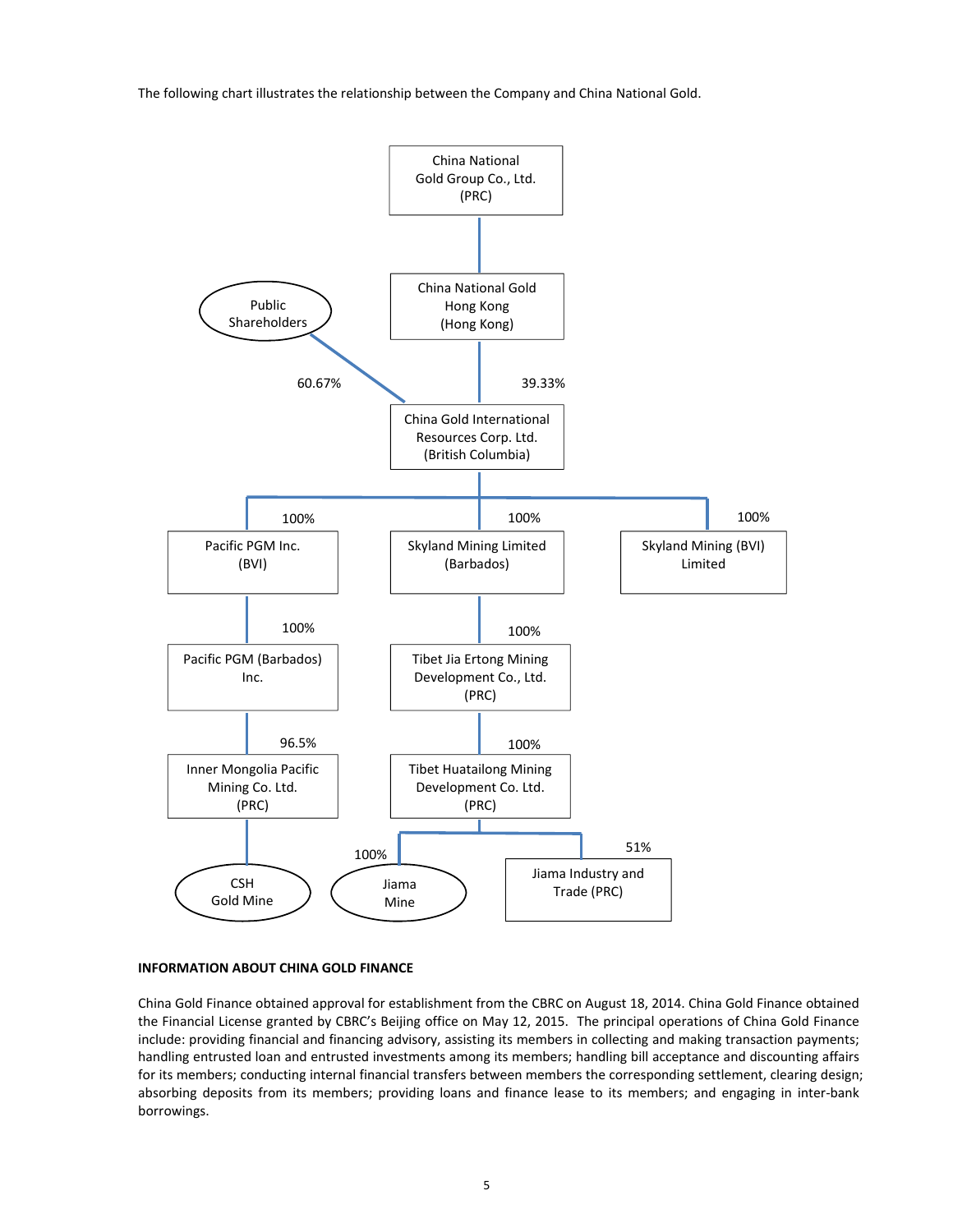The following chart illustrates the relationship between the Company and China National Gold.

- China National Gold Group Co., Ltd. (PRC)
  - China National Gold Hong Kong (Hong Kong)
    - 39.33% — China Gold International Resources Corp. Ltd. (British Columbia)
- Public Shareholders
  - 60.67% — China Gold International Resources Corp. Ltd. (British Columbia)

China Gold International Resources Corp. Ltd. (British Columbia):

- 100% — Pacific PGM Inc. (BVI)
  - 100% — Pacific PGM (Barbados) Inc.
    - 96.5% — Inner Mongolia Pacific Mining Co. Ltd. (PRC)
      - CSH Gold Mine
- 100% — Skyland Mining Limited (Barbados)
  - 100% — Tibet Jia Ertong Mining Development Co., Ltd. (PRC)
    - 100% — Tibet Huatailong Mining Development Co. Ltd. (PRC)
      - 100% — Jiama Mine
      - 51% — Jiama Industry and Trade (PRC)
- 100% — Skyland Mining (BVI) Limited

**INFORMATION ABOUT CHINA GOLD FINANCE**

China Gold Finance obtained approval for establishment from the CBRC on August 18, 2014. China Gold Finance obtained the Financial License granted by CBRC's Beijing office on May 12, 2015. The principal operations of China Gold Finance include: providing financial and financing advisory, assisting its members in collecting and making transaction payments; handling entrusted loan and entrusted investments among its members; handling bill acceptance and discounting affairs for its members; conducting internal financial transfers between members the corresponding settlement, clearing design; absorbing deposits from its members; providing loans and finance lease to its members; and engaging in inter-bank borrowings.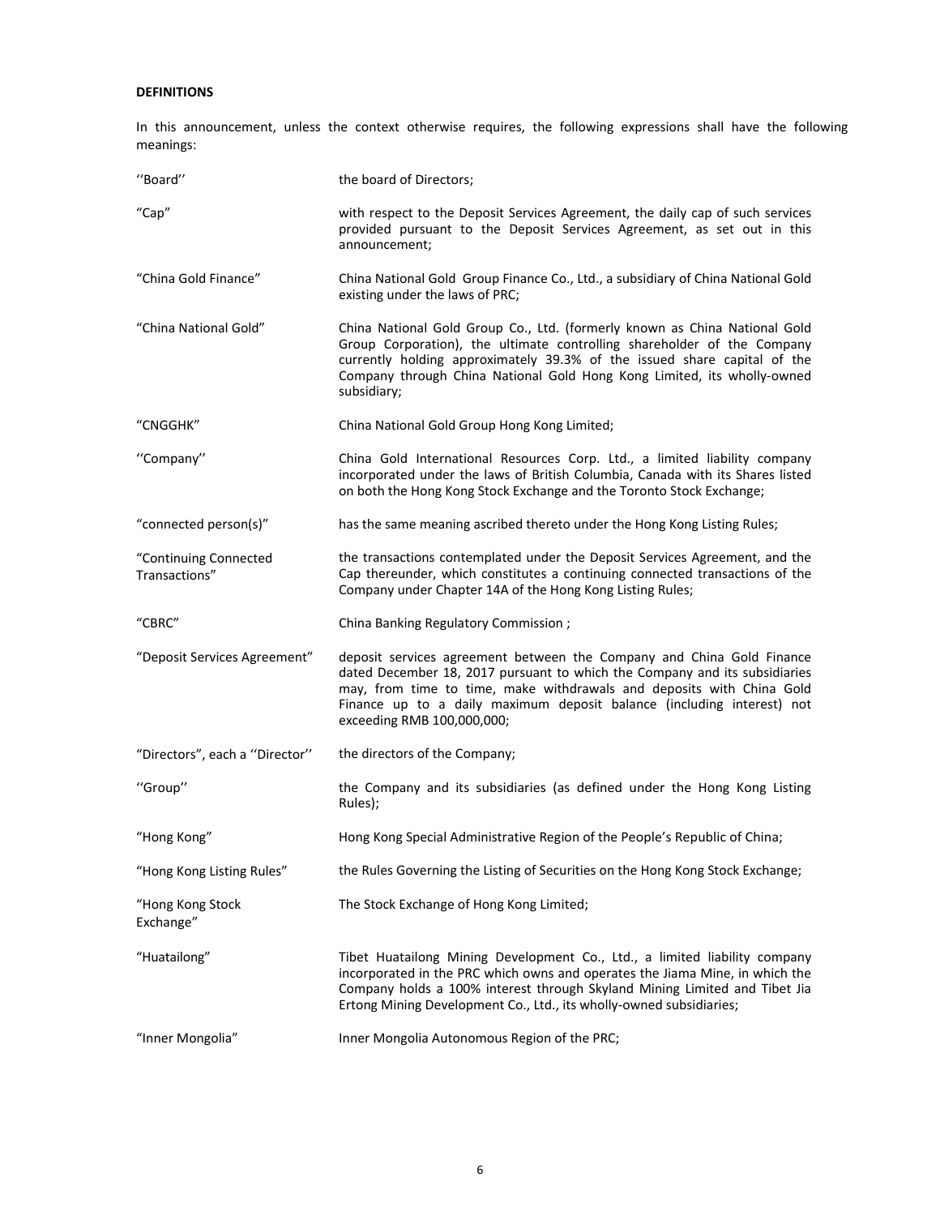**DEFINITIONS**

In this announcement, unless the context otherwise requires, the following expressions shall have the following meanings:

| | |
|---|---|
| ''Board'' | the board of Directors; |
| "Cap" | with respect to the Deposit Services Agreement, the daily cap of such services provided pursuant to the Deposit Services Agreement, as set out in this announcement; |
| "China Gold Finance" | China National Gold Group Finance Co., Ltd., a subsidiary of China National Gold existing under the laws of PRC; |
| "China National Gold" | China National Gold Group Co., Ltd. (formerly known as China National Gold Group Corporation), the ultimate controlling shareholder of the Company currently holding approximately 39.3% of the issued share capital of the Company through China National Gold Hong Kong Limited, its wholly-owned subsidiary; |
| "CNGGHK" | China National Gold Group Hong Kong Limited; |
| ''Company'' | China Gold International Resources Corp. Ltd., a limited liability company incorporated under the laws of British Columbia, Canada with its Shares listed on both the Hong Kong Stock Exchange and the Toronto Stock Exchange; |
| "connected person(s)" | has the same meaning ascribed thereto under the Hong Kong Listing Rules; |
| "Continuing Connected Transactions" | the transactions contemplated under the Deposit Services Agreement, and the Cap thereunder, which constitutes a continuing connected transactions of the Company under Chapter 14A of the Hong Kong Listing Rules; |
| "CBRC" | China Banking Regulatory Commission ; |
| "Deposit Services Agreement" | deposit services agreement between the Company and China Gold Finance dated December 18, 2017 pursuant to which the Company and its subsidiaries may, from time to time, make withdrawals and deposits with China Gold Finance up to a daily maximum deposit balance (including interest) not exceeding RMB 100,000,000; |
| "Directors", each a ''Director'' | the directors of the Company; |
| ''Group'' | the Company and its subsidiaries (as defined under the Hong Kong Listing Rules); |
| "Hong Kong" | Hong Kong Special Administrative Region of the People's Republic of China; |
| "Hong Kong Listing Rules" | the Rules Governing the Listing of Securities on the Hong Kong Stock Exchange; |
| "Hong Kong Stock Exchange" | The Stock Exchange of Hong Kong Limited; |
| "Huatailong" | Tibet Huatailong Mining Development Co., Ltd., a limited liability company incorporated in the PRC which owns and operates the Jiama Mine, in which the Company holds a 100% interest through Skyland Mining Limited and Tibet Jia Ertong Mining Development Co., Ltd., its wholly-owned subsidiaries; |
| "Inner Mongolia" | Inner Mongolia Autonomous Region of the PRC; |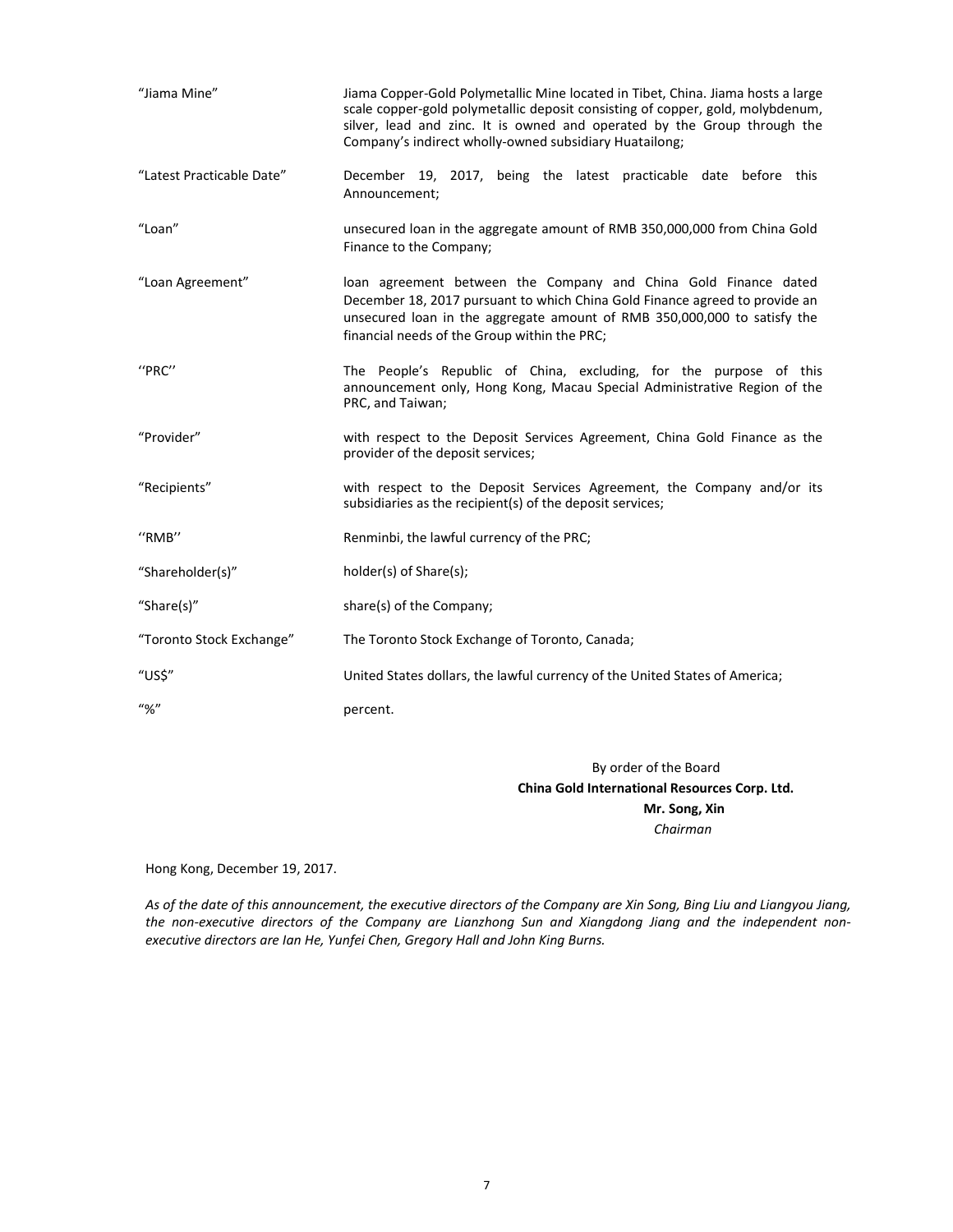| | |
|---|---|
| "Jiama Mine" | Jiama Copper-Gold Polymetallic Mine located in Tibet, China. Jiama hosts a large scale copper-gold polymetallic deposit consisting of copper, gold, molybdenum, silver, lead and zinc. It is owned and operated by the Group through the Company's indirect wholly-owned subsidiary Huatailong; |
| "Latest Practicable Date" | December 19, 2017, being the latest practicable date before this Announcement; |
| "Loan" | unsecured loan in the aggregate amount of RMB 350,000,000 from China Gold Finance to the Company; |
| "Loan Agreement" | loan agreement between the Company and China Gold Finance dated December 18, 2017 pursuant to which China Gold Finance agreed to provide an unsecured loan in the aggregate amount of RMB 350,000,000 to satisfy the financial needs of the Group within the PRC; |
| ''PRC'' | The People's Republic of China, excluding, for the purpose of this announcement only, Hong Kong, Macau Special Administrative Region of the PRC, and Taiwan; |
| "Provider" | with respect to the Deposit Services Agreement, China Gold Finance as the provider of the deposit services; |
| "Recipients" | with respect to the Deposit Services Agreement, the Company and/or its subsidiaries as the recipient(s) of the deposit services; |
| ''RMB'' | Renminbi, the lawful currency of the PRC; |
| "Shareholder(s)" | holder(s) of Share(s); |
| "Share(s)" | share(s) of the Company; |
| "Toronto Stock Exchange" | The Toronto Stock Exchange of Toronto, Canada; |
| "US$" | United States dollars, the lawful currency of the United States of America; |
| "%" | percent. |

By order of the Board
**China Gold International Resources Corp. Ltd.**
**Mr. Song, Xin**
*Chairman*

Hong Kong, December 19, 2017.

*As of the date of this announcement, the executive directors of the Company are Xin Song, Bing Liu and Liangyou Jiang, the non-executive directors of the Company are Lianzhong Sun and Xiangdong Jiang and the independent non-executive directors are Ian He, Yunfei Chen, Gregory Hall and John King Burns.*